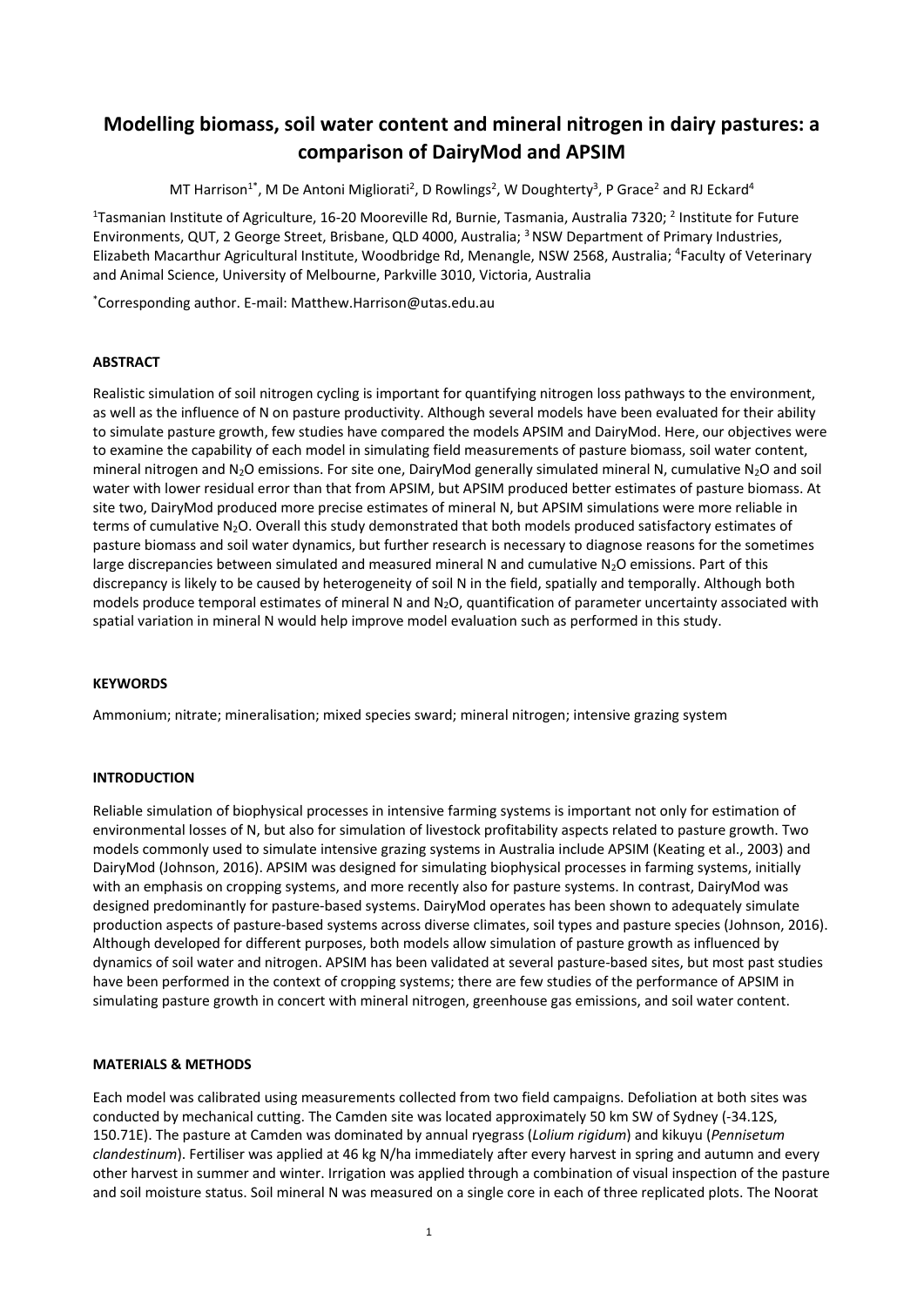# Modelling biomass, soil water content and mineral nitrogen in dairy pastures: a comparison of DairyMod and APSIM

MT Harrison[1*], M De Antoni Migliorati[2], D Rowlings[2], W Doughterty[3], P Grace[2] and RJ Eckard[4]

[1]Tasmanian Institute of Agriculture, 16-20 Mooreville Rd, Burnie, Tasmania, Australia 7320; [2] Institute for Future Environments, QUT, 2 George Street, Brisbane, QLD 4000, Australia; [3] NSW Department of Primary Industries, Elizabeth Macarthur Agricultural Institute, Woodbridge Rd, Menangle, NSW 2568, Australia; [4]Faculty of Veterinary and Animal Science, University of Melbourne, Parkville 3010, Victoria, Australia

[*]Corresponding author. E-mail: Matthew.Harrison@utas.edu.au

## ABSTRACT

Realistic simulation of soil nitrogen cycling is important for quantifying nitrogen loss pathways to the environment, as well as the influence of N on pasture productivity. Although several models have been evaluated for their ability to simulate pasture growth, few studies have compared the models APSIM and DairyMod. Here, our objectives were to examine the capability of each model in simulating field measurements of pasture biomass, soil water content, mineral nitrogen and $N_2O$ emissions. For site one, DairyMod generally simulated mineral N, cumulative $N_2O$ and soil water with lower residual error than that from APSIM, but APSIM produced better estimates of pasture biomass. At site two, DairyMod produced more precise estimates of mineral N, but APSIM simulations were more reliable in terms of cumulative $N_2O$. Overall this study demonstrated that both models produced satisfactory estimates of pasture biomass and soil water dynamics, but further research is necessary to diagnose reasons for the sometimes large discrepancies between simulated and measured mineral N and cumulative $N_2O$ emissions. Part of this discrepancy is likely to be caused by heterogeneity of soil N in the field, spatially and temporally. Although both models produce temporal estimates of mineral N and $N_2O$, quantification of parameter uncertainty associated with spatial variation in mineral N would help improve model evaluation such as performed in this study.

## KEYWORDS

Ammonium; nitrate; mineralisation; mixed species sward; mineral nitrogen; intensive grazing system

## INTRODUCTION

Reliable simulation of biophysical processes in intensive farming systems is important not only for estimation of environmental losses of N, but also for simulation of livestock profitability aspects related to pasture growth. Two models commonly used to simulate intensive grazing systems in Australia include APSIM (Keating et al., 2003) and DairyMod (Johnson, 2016). APSIM was designed for simulating biophysical processes in farming systems, initially with an emphasis on cropping systems, and more recently also for pasture systems. In contrast, DairyMod was designed predominantly for pasture-based systems. DairyMod operates has been shown to adequately simulate production aspects of pasture-based systems across diverse climates, soil types and pasture species (Johnson, 2016). Although developed for different purposes, both models allow simulation of pasture growth as influenced by dynamics of soil water and nitrogen. APSIM has been validated at several pasture-based sites, but most past studies have been performed in the context of cropping systems; there are few studies of the performance of APSIM in simulating pasture growth in concert with mineral nitrogen, greenhouse gas emissions, and soil water content.

## MATERIALS & METHODS

Each model was calibrated using measurements collected from two field campaigns. Defoliation at both sites was conducted by mechanical cutting. The Camden site was located approximately 50 km SW of Sydney (-34.12S, 150.71E). The pasture at Camden was dominated by annual ryegrass (*Lolium rigidum*) and kikuyu (*Pennisetum clandestinum*). Fertiliser was applied at 46 kg N/ha immediately after every harvest in spring and autumn and every other harvest in summer and winter. Irrigation was applied through a combination of visual inspection of the pasture and soil moisture status. Soil mineral N was measured on a single core in each of three replicated plots. The Noorat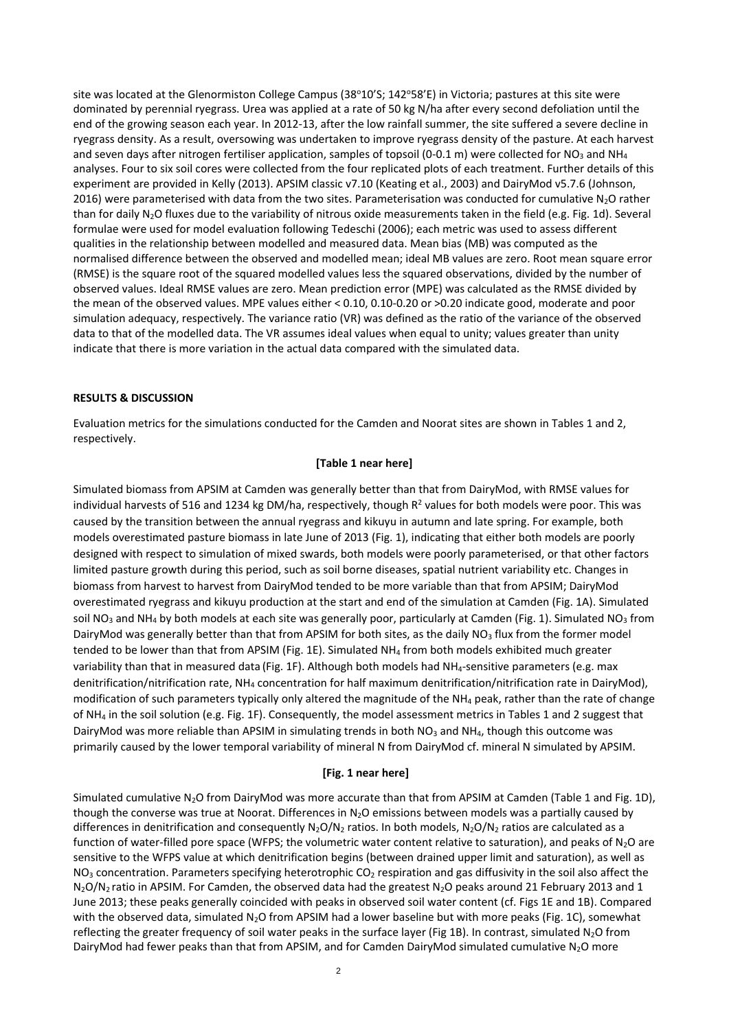site was located at the Glenormiston College Campus (38°10'S; 142°58'E) in Victoria; pastures at this site were dominated by perennial ryegrass. Urea was applied at a rate of 50 kg N/ha after every second defoliation until the end of the growing season each year. In 2012-13, after the low rainfall summer, the site suffered a severe decline in ryegrass density. As a result, oversowing was undertaken to improve ryegrass density of the pasture. At each harvest and seven days after nitrogen fertiliser application, samples of topsoil (0-0.1 m) were collected for $NO_3$ and $NH_4$ analyses. Four to six soil cores were collected from the four replicated plots of each treatment. Further details of this experiment are provided in Kelly (2013). APSIM classic v7.10 (Keating et al., 2003) and DairyMod v5.7.6 (Johnson, 2016) were parameterised with data from the two sites. Parameterisation was conducted for cumulative $N_2O$ rather than for daily $N_2O$ fluxes due to the variability of nitrous oxide measurements taken in the field (e.g. Fig. 1d). Several formulae were used for model evaluation following Tedeschi (2006); each metric was used to assess different qualities in the relationship between modelled and measured data. Mean bias (MB) was computed as the normalised difference between the observed and modelled mean; ideal MB values are zero. Root mean square error (RMSE) is the square root of the squared modelled values less the squared observations, divided by the number of observed values. Ideal RMSE values are zero. Mean prediction error (MPE) was calculated as the RMSE divided by the mean of the observed values. MPE values either < 0.10, 0.10-0.20 or >0.20 indicate good, moderate and poor simulation adequacy, respectively. The variance ratio (VR) was defined as the ratio of the variance of the observed data to that of the modelled data. The VR assumes ideal values when equal to unity; values greater than unity indicate that there is more variation in the actual data compared with the simulated data.

**RESULTS & DISCUSSION**

Evaluation metrics for the simulations conducted for the Camden and Noorat sites are shown in Tables 1 and 2, respectively.

**[Table 1 near here]**

Simulated biomass from APSIM at Camden was generally better than that from DairyMod, with RMSE values for individual harvests of 516 and 1234 kg DM/ha, respectively, though $R^2$ values for both models were poor. This was caused by the transition between the annual ryegrass and kikuyu in autumn and late spring. For example, both models overestimated pasture biomass in late June of 2013 (Fig. 1), indicating that either both models are poorly designed with respect to simulation of mixed swards, both models were poorly parameterised, or that other factors limited pasture growth during this period, such as soil borne diseases, spatial nutrient variability etc. Changes in biomass from harvest to harvest from DairyMod tended to be more variable than that from APSIM; DairyMod overestimated ryegrass and kikuyu production at the start and end of the simulation at Camden (Fig. 1A). Simulated soil $NO_3$ and $NH_4$ by both models at each site was generally poor, particularly at Camden (Fig. 1). Simulated $NO_3$ from DairyMod was generally better than that from APSIM for both sites, as the daily $NO_3$ flux from the former model tended to be lower than that from APSIM (Fig. 1E). Simulated $NH_4$ from both models exhibited much greater variability than that in measured data (Fig. 1F). Although both models had $NH_4$-sensitive parameters (e.g. max denitrification/nitrification rate, $NH_4$ concentration for half maximum denitrification/nitrification rate in DairyMod), modification of such parameters typically only altered the magnitude of the $NH_4$ peak, rather than the rate of change of $NH_4$ in the soil solution (e.g. Fig. 1F). Consequently, the model assessment metrics in Tables 1 and 2 suggest that DairyMod was more reliable than APSIM in simulating trends in both $NO_3$ and $NH_4$, though this outcome was primarily caused by the lower temporal variability of mineral N from DairyMod cf. mineral N simulated by APSIM.

**[Fig. 1 near here]**

Simulated cumulative $N_2O$ from DairyMod was more accurate than that from APSIM at Camden (Table 1 and Fig. 1D), though the converse was true at Noorat. Differences in $N_2O$ emissions between models was a partially caused by differences in denitrification and consequently $N_2O/N_2$ ratios. In both models, $N_2O/N_2$ ratios are calculated as a function of water-filled pore space (WFPS; the volumetric water content relative to saturation), and peaks of $N_2O$ are sensitive to the WFPS value at which denitrification begins (between drained upper limit and saturation), as well as $NO_3$ concentration. Parameters specifying heterotrophic $CO_2$ respiration and gas diffusivity in the soil also affect the $N_2O/N_2$ ratio in APSIM. For Camden, the observed data had the greatest $N_2O$ peaks around 21 February 2013 and 1 June 2013; these peaks generally coincided with peaks in observed soil water content (cf. Figs 1E and 1B). Compared with the observed data, simulated $N_2O$ from APSIM had a lower baseline but with more peaks (Fig. 1C), somewhat reflecting the greater frequency of soil water peaks in the surface layer (Fig 1B). In contrast, simulated $N_2O$ from DairyMod had fewer peaks than that from APSIM, and for Camden DairyMod simulated cumulative $N_2O$ more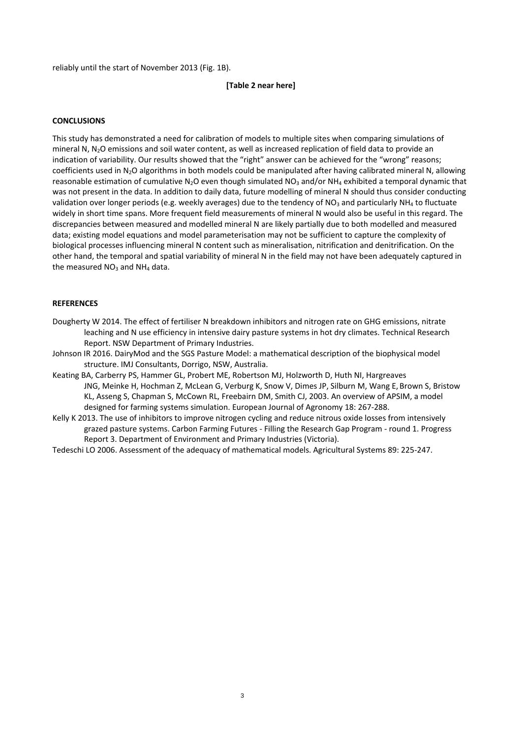reliably until the start of November 2013 (Fig. 1B).

**[Table 2 near here]**

## CONCLUSIONS

This study has demonstrated a need for calibration of models to multiple sites when comparing simulations of mineral N, $N_2O$ emissions and soil water content, as well as increased replication of field data to provide an indication of variability. Our results showed that the "right" answer can be achieved for the "wrong" reasons; coefficients used in $N_2O$ algorithms in both models could be manipulated after having calibrated mineral N, allowing reasonable estimation of cumulative $N_2O$ even though simulated $NO_3$ and/or $NH_4$ exhibited a temporal dynamic that was not present in the data. In addition to daily data, future modelling of mineral N should thus consider conducting validation over longer periods (e.g. weekly averages) due to the tendency of $NO_3$ and particularly $NH_4$ to fluctuate widely in short time spans. More frequent field measurements of mineral N would also be useful in this regard. The discrepancies between measured and modelled mineral N are likely partially due to both modelled and measured data; existing model equations and model parameterisation may not be sufficient to capture the complexity of biological processes influencing mineral N content such as mineralisation, nitrification and denitrification. On the other hand, the temporal and spatial variability of mineral N in the field may not have been adequately captured in the measured $NO_3$ and $NH_4$ data.

## REFERENCES

Dougherty W 2014. The effect of fertiliser N breakdown inhibitors and nitrogen rate on GHG emissions, nitrate leaching and N use efficiency in intensive dairy pasture systems in hot dry climates. Technical Research Report. NSW Department of Primary Industries.

Johnson IR 2016. DairyMod and the SGS Pasture Model: a mathematical description of the biophysical model structure. IMJ Consultants, Dorrigo, NSW, Australia.

Keating BA, Carberry PS, Hammer GL, Probert ME, Robertson MJ, Holzworth D, Huth NI, Hargreaves JNG, Meinke H, Hochman Z, McLean G, Verburg K, Snow V, Dimes JP, Silburn M, Wang E, Brown S, Bristow KL, Asseng S, Chapman S, McCown RL, Freebairn DM, Smith CJ, 2003. An overview of APSIM, a model designed for farming systems simulation. European Journal of Agronomy 18: 267-288.

Kelly K 2013. The use of inhibitors to improve nitrogen cycling and reduce nitrous oxide losses from intensively grazed pasture systems. Carbon Farming Futures - Filling the Research Gap Program - round 1. Progress Report 3. Department of Environment and Primary Industries (Victoria).

Tedeschi LO 2006. Assessment of the adequacy of mathematical models. Agricultural Systems 89: 225-247.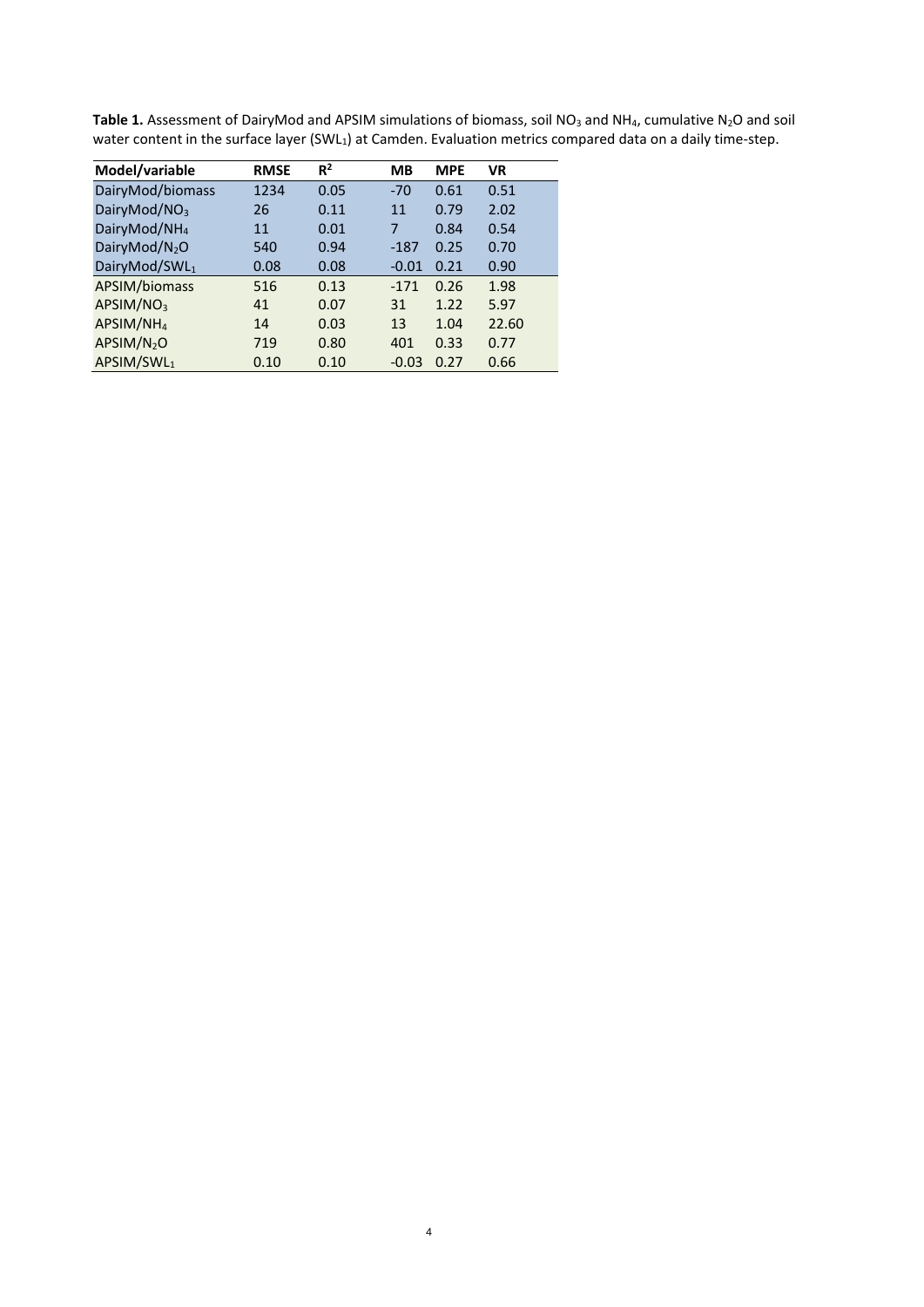**Table 1.** Assessment of DairyMod and APSIM simulations of biomass, soil $NO_3$ and $NH_4$, cumulative $N_2O$ and soil water content in the surface layer ($SWL_1$) at Camden. Evaluation metrics compared data on a daily time-step.

| Model/variable | RMSE | $R^2$ | MB | MPE | VR |
|---|---|---|---|---|---|
| DairyMod/biomass | 1234 | 0.05 | -70 | 0.61 | 0.51 |
| DairyMod/$NO_3$ | 26 | 0.11 | 11 | 0.79 | 2.02 |
| DairyMod/$NH_4$ | 11 | 0.01 | 7 | 0.84 | 0.54 |
| DairyMod/$N_2O$ | 540 | 0.94 | -187 | 0.25 | 0.70 |
| DairyMod/$SWL_1$ | 0.08 | 0.08 | -0.01 | 0.21 | 0.90 |
| APSIM/biomass | 516 | 0.13 | -171 | 0.26 | 1.98 |
| APSIM/$NO_3$ | 41 | 0.07 | 31 | 1.22 | 5.97 |
| APSIM/$NH_4$ | 14 | 0.03 | 13 | 1.04 | 22.60 |
| APSIM/$N_2O$ | 719 | 0.80 | 401 | 0.33 | 0.77 |
| APSIM/$SWL_1$ | 0.10 | 0.10 | -0.03 | 0.27 | 0.66 |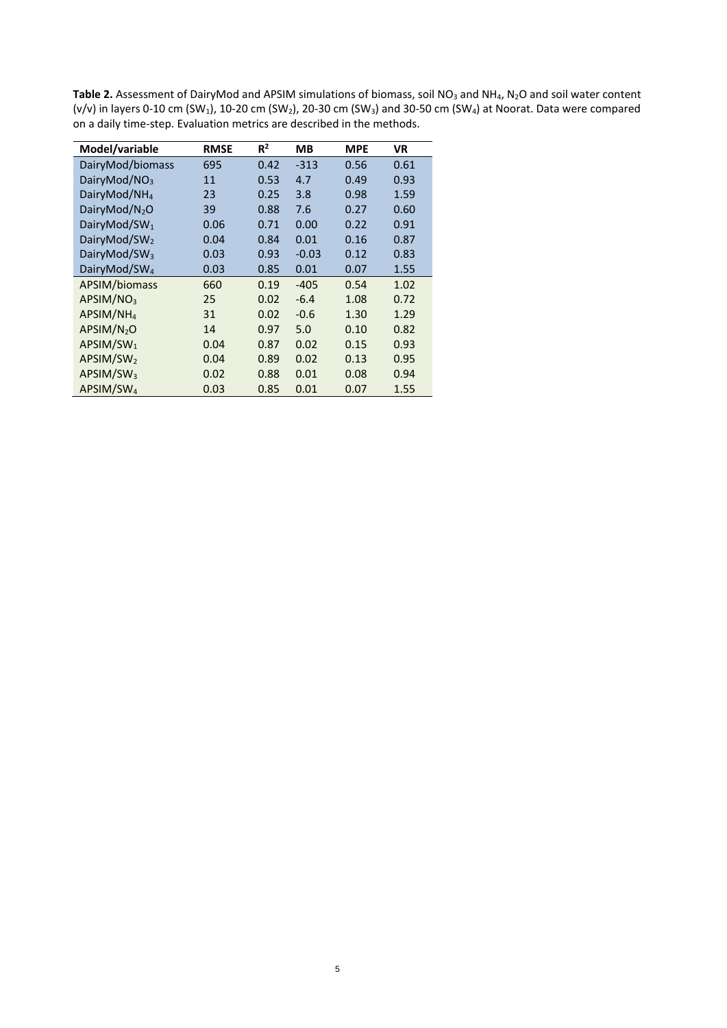**Table 2.** Assessment of DairyMod and APSIM simulations of biomass, soil $NO_3$ and $NH_4$, $N_2O$ and soil water content (v/v) in layers 0-10 cm ($SW_1$), 10-20 cm ($SW_2$), 20-30 cm ($SW_3$) and 30-50 cm ($SW_4$) at Noorat. Data were compared on a daily time-step. Evaluation metrics are described in the methods.

| Model/variable | RMSE | $R^2$ | MB | MPE | VR |
|---|---|---|---|---|---|
| DairyMod/biomass | 695 | 0.42 | -313 | 0.56 | 0.61 |
| DairyMod/$NO_3$ | 11 | 0.53 | 4.7 | 0.49 | 0.93 |
| DairyMod/$NH_4$ | 23 | 0.25 | 3.8 | 0.98 | 1.59 |
| DairyMod/$N_2O$ | 39 | 0.88 | 7.6 | 0.27 | 0.60 |
| DairyMod/$SW_1$ | 0.06 | 0.71 | 0.00 | 0.22 | 0.91 |
| DairyMod/$SW_2$ | 0.04 | 0.84 | 0.01 | 0.16 | 0.87 |
| DairyMod/$SW_3$ | 0.03 | 0.93 | -0.03 | 0.12 | 0.83 |
| DairyMod/$SW_4$ | 0.03 | 0.85 | 0.01 | 0.07 | 1.55 |
| APSIM/biomass | 660 | 0.19 | -405 | 0.54 | 1.02 |
| APSIM/$NO_3$ | 25 | 0.02 | -6.4 | 1.08 | 0.72 |
| APSIM/$NH_4$ | 31 | 0.02 | -0.6 | 1.30 | 1.29 |
| APSIM/$N_2O$ | 14 | 0.97 | 5.0 | 0.10 | 0.82 |
| APSIM/$SW_1$ | 0.04 | 0.87 | 0.02 | 0.15 | 0.93 |
| APSIM/$SW_2$ | 0.04 | 0.89 | 0.02 | 0.13 | 0.95 |
| APSIM/$SW_3$ | 0.02 | 0.88 | 0.01 | 0.08 | 0.94 |
| APSIM/$SW_4$ | 0.03 | 0.85 | 0.01 | 0.07 | 1.55 |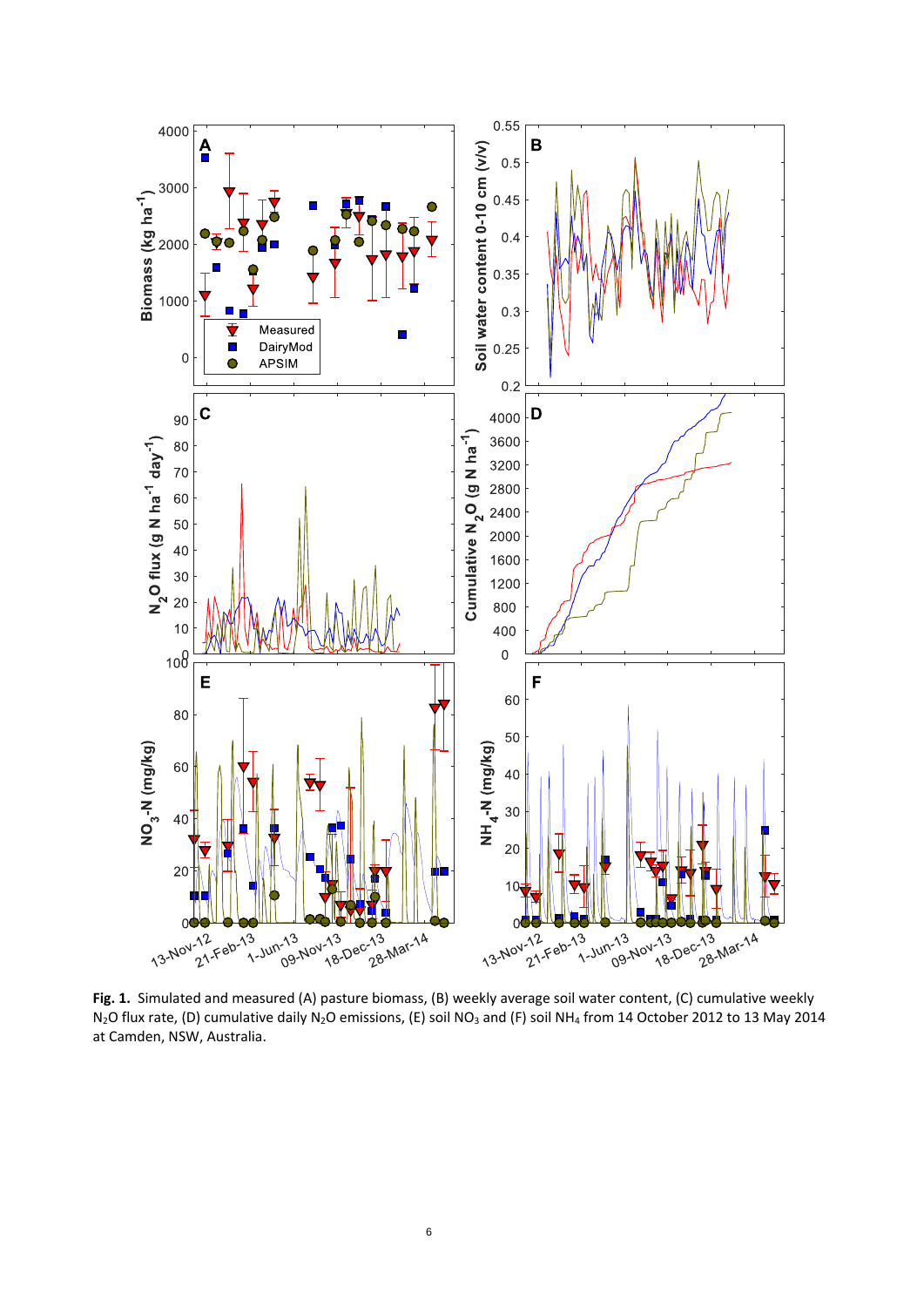A

Biomass (kg ha$^{-1}$)

4000

3000

2000

1000

0

Measured

DairyMod

APSIM

B

Soil water content 0-10 cm (v/v)

0.55

0.5

0.45

0.4

0.35

0.3

0.25

0.2

C

$N_2O$ flux (g N ha$^{-1}$ day$^{-1}$)

90

80

70

60

50

40

30

20

10

0

D

Cumulative $N_2O$ (g N ha$^{-1}$)

4000

3600

3200

2800

2400

2000

1600

1200

800

400

0

E

$NO_3$-N (mg/kg)

100

80

60

40

20

0

13-Nov-12

21-Feb-13

1-Jun-13

09-Nov-13

18-Dec-13

28-Mar-14

F

$NH_4$-N (mg/kg)

60

50

40

30

20

10

0

13-Nov-12

21-Feb-13

1-Jun-13

09-Nov-13

18-Dec-13

28-Mar-14

**Fig. 1.** Simulated and measured (A) pasture biomass, (B) weekly average soil water content, (C) cumulative weekly $N_2O$ flux rate, (D) cumulative daily $N_2O$ emissions, (E) soil $NO_3$ and (F) soil $NH_4$ from 14 October 2012 to 13 May 2014 at Camden, NSW, Australia.